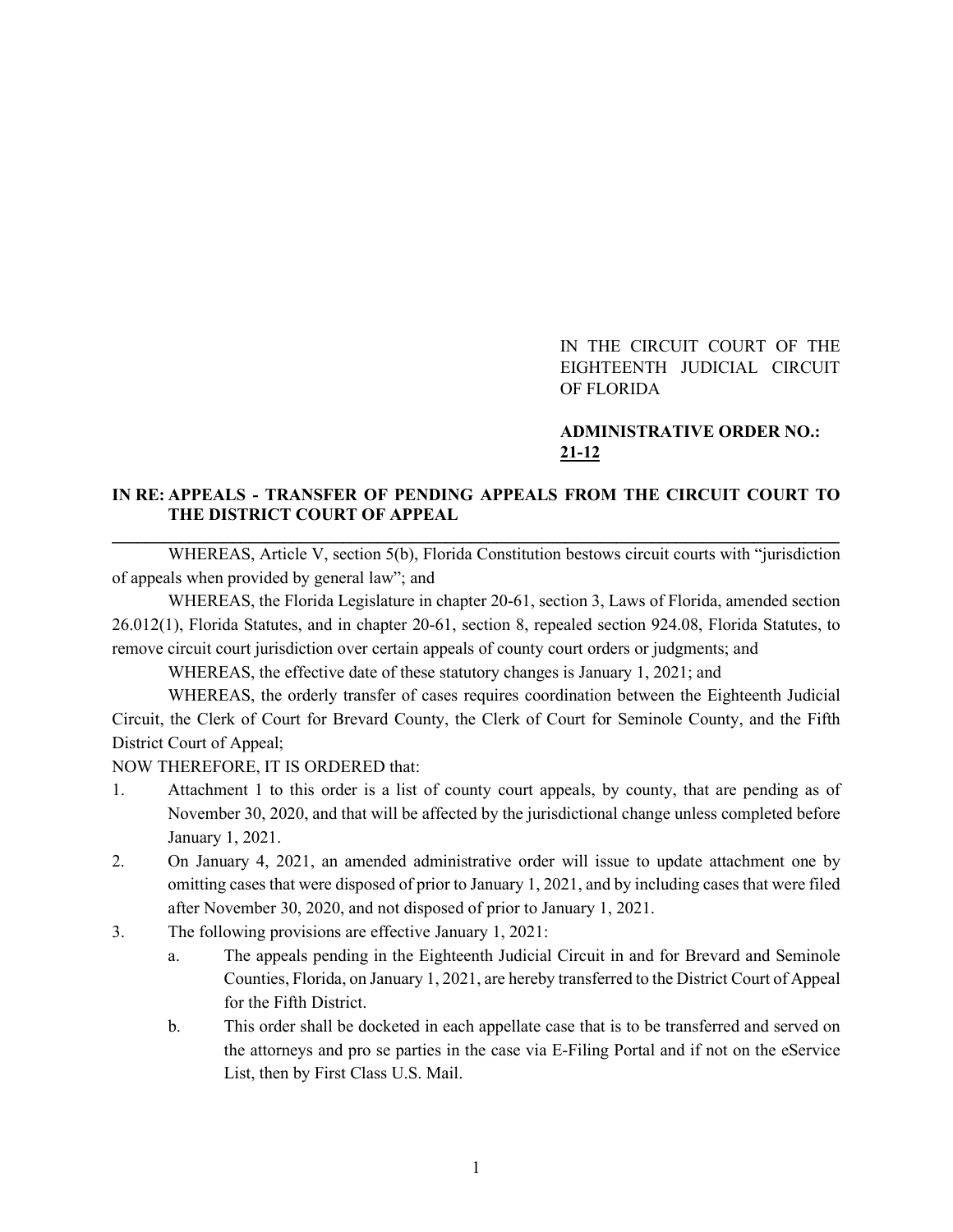IN THE CIRCUIT COURT OF THE EIGHTEENTH JUDICIAL CIRCUIT OF FLORIDA

**ADMINISTRATIVE ORDER NO.: 21-12**

**IN RE: APPEALS - TRANSFER OF PENDING APPEALS FROM THE CIRCUIT COURT TO THE DISTRICT COURT OF APPEAL**

---

WHEREAS, Article V, section 5(b), Florida Constitution bestows circuit courts with "jurisdiction of appeals when provided by general law"; and

WHEREAS, the Florida Legislature in chapter 20-61, section 3, Laws of Florida, amended section 26.012(1), Florida Statutes, and in chapter 20-61, section 8, repealed section 924.08, Florida Statutes, to remove circuit court jurisdiction over certain appeals of county court orders or judgments; and

WHEREAS, the effective date of these statutory changes is January 1, 2021; and

WHEREAS, the orderly transfer of cases requires coordination between the Eighteenth Judicial Circuit, the Clerk of Court for Brevard County, the Clerk of Court for Seminole County, and the Fifth District Court of Appeal;

NOW THEREFORE, IT IS ORDERED that:

1. Attachment 1 to this order is a list of county court appeals, by county, that are pending as of November 30, 2020, and that will be affected by the jurisdictional change unless completed before January 1, 2021.
2. On January 4, 2021, an amended administrative order will issue to update attachment one by omitting cases that were disposed of prior to January 1, 2021, and by including cases that were filed after November 30, 2020, and not disposed of prior to January 1, 2021.
3. The following provisions are effective January 1, 2021:
   a. The appeals pending in the Eighteenth Judicial Circuit in and for Brevard and Seminole Counties, Florida, on January 1, 2021, are hereby transferred to the District Court of Appeal for the Fifth District.
   b. This order shall be docketed in each appellate case that is to be transferred and served on the attorneys and pro se parties in the case via E-Filing Portal and if not on the eService List, then by First Class U.S. Mail.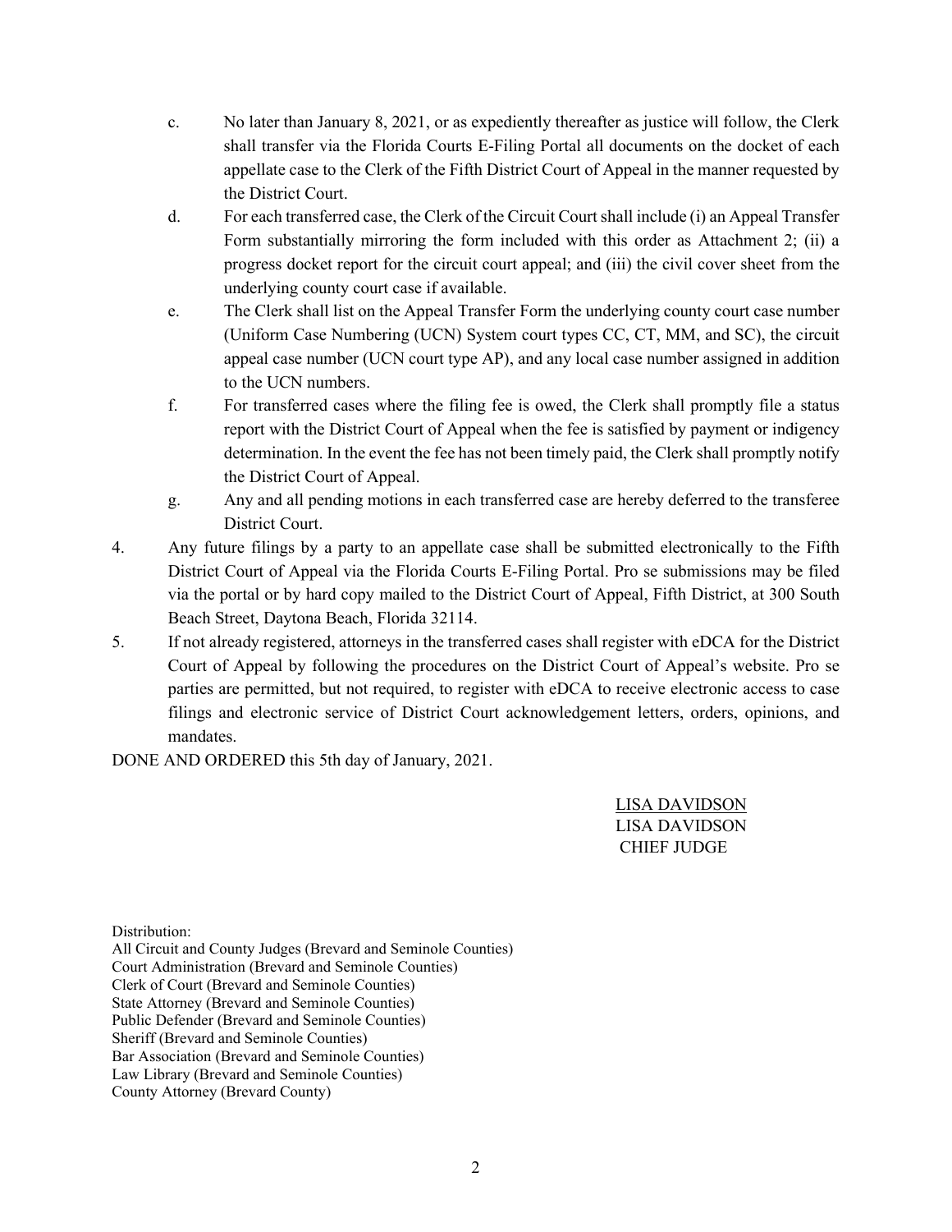c. No later than January 8, 2021, or as expediently thereafter as justice will follow, the Clerk shall transfer via the Florida Courts E-Filing Portal all documents on the docket of each appellate case to the Clerk of the Fifth District Court of Appeal in the manner requested by the District Court.

d. For each transferred case, the Clerk of the Circuit Court shall include (i) an Appeal Transfer Form substantially mirroring the form included with this order as Attachment 2; (ii) a progress docket report for the circuit court appeal; and (iii) the civil cover sheet from the underlying county court case if available.

e. The Clerk shall list on the Appeal Transfer Form the underlying county court case number (Uniform Case Numbering (UCN) System court types CC, CT, MM, and SC), the circuit appeal case number (UCN court type AP), and any local case number assigned in addition to the UCN numbers.

f. For transferred cases where the filing fee is owed, the Clerk shall promptly file a status report with the District Court of Appeal when the fee is satisfied by payment or indigency determination. In the event the fee has not been timely paid, the Clerk shall promptly notify the District Court of Appeal.

g. Any and all pending motions in each transferred case are hereby deferred to the transferee District Court.

4. Any future filings by a party to an appellate case shall be submitted electronically to the Fifth District Court of Appeal via the Florida Courts E-Filing Portal. Pro se submissions may be filed via the portal or by hard copy mailed to the District Court of Appeal, Fifth District, at 300 South Beach Street, Daytona Beach, Florida 32114.

5. If not already registered, attorneys in the transferred cases shall register with eDCA for the District Court of Appeal by following the procedures on the District Court of Appeal's website. Pro se parties are permitted, but not required, to register with eDCA to receive electronic access to case filings and electronic service of District Court acknowledgement letters, orders, opinions, and mandates.

DONE AND ORDERED this 5th day of January, 2021.

LISA DAVIDSON
LISA DAVIDSON
CHIEF JUDGE

Distribution:
All Circuit and County Judges (Brevard and Seminole Counties)
Court Administration (Brevard and Seminole Counties)
Clerk of Court (Brevard and Seminole Counties)
State Attorney (Brevard and Seminole Counties)
Public Defender (Brevard and Seminole Counties)
Sheriff (Brevard and Seminole Counties)
Bar Association (Brevard and Seminole Counties)
Law Library (Brevard and Seminole Counties)
County Attorney (Brevard County)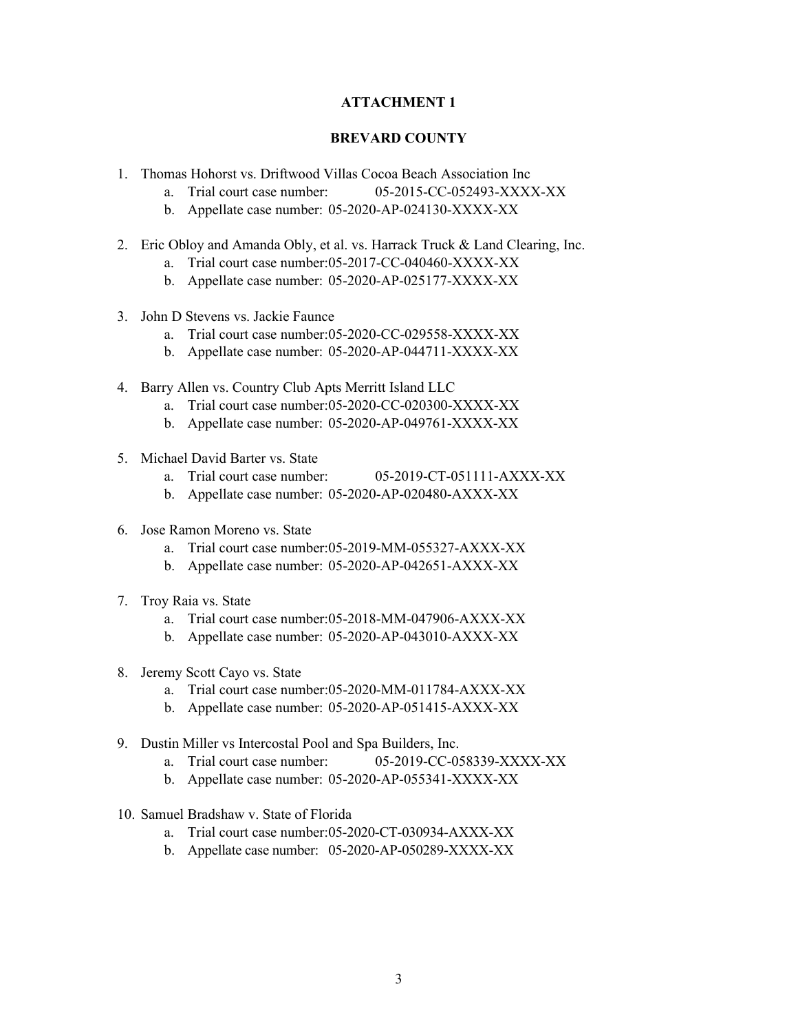**ATTACHMENT 1**

**BREVARD COUNTY**

1. Thomas Hohorst vs. Driftwood Villas Cocoa Beach Association Inc
    a. Trial court case number: 05-2015-CC-052493-XXXX-XX
    b. Appellate case number: 05-2020-AP-024130-XXXX-XX

2. Eric Obloy and Amanda Obly, et al. vs. Harrack Truck & Land Clearing, Inc.
    a. Trial court case number:05-2017-CC-040460-XXXX-XX
    b. Appellate case number: 05-2020-AP-025177-XXXX-XX

3. John D Stevens vs. Jackie Faunce
    a. Trial court case number:05-2020-CC-029558-XXXX-XX
    b. Appellate case number: 05-2020-AP-044711-XXXX-XX

4. Barry Allen vs. Country Club Apts Merritt Island LLC
    a. Trial court case number:05-2020-CC-020300-XXXX-XX
    b. Appellate case number: 05-2020-AP-049761-XXXX-XX

5. Michael David Barter vs. State
    a. Trial court case number: 05-2019-CT-051111-AXXX-XX
    b. Appellate case number: 05-2020-AP-020480-AXXX-XX

6. Jose Ramon Moreno vs. State
    a. Trial court case number:05-2019-MM-055327-AXXX-XX
    b. Appellate case number: 05-2020-AP-042651-AXXX-XX

7. Troy Raia vs. State
    a. Trial court case number:05-2018-MM-047906-AXXX-XX
    b. Appellate case number: 05-2020-AP-043010-AXXX-XX

8. Jeremy Scott Cayo vs. State
    a. Trial court case number:05-2020-MM-011784-AXXX-XX
    b. Appellate case number: 05-2020-AP-051415-AXXX-XX

9. Dustin Miller vs Intercostal Pool and Spa Builders, Inc.
    a. Trial court case number: 05-2019-CC-058339-XXXX-XX
    b. Appellate case number: 05-2020-AP-055341-XXXX-XX

10. Samuel Bradshaw v. State of Florida
    a. Trial court case number:05-2020-CT-030934-AXXX-XX
    b. Appellate case number: 05-2020-AP-050289-XXXX-XX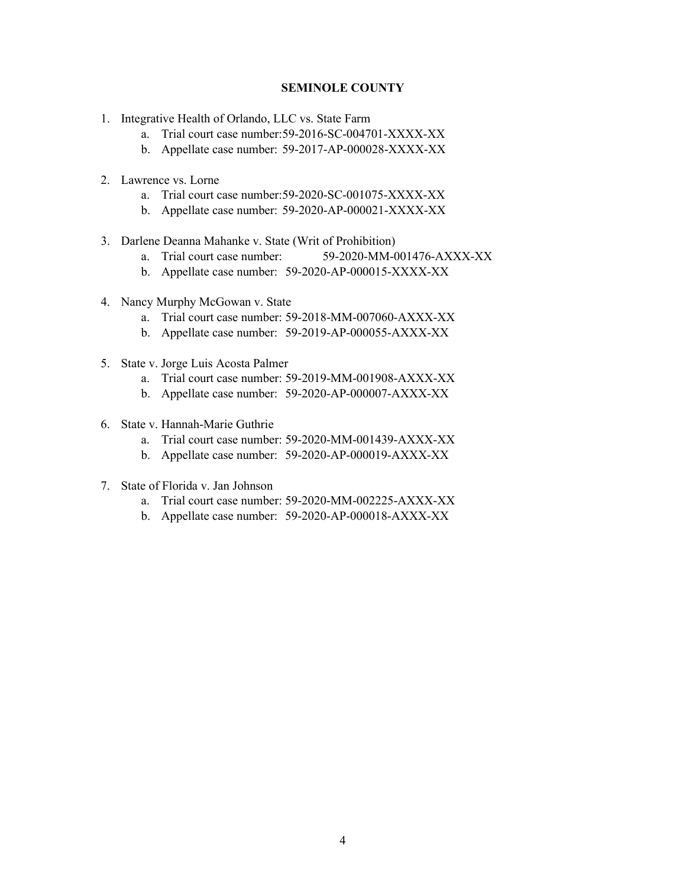**SEMINOLE COUNTY**

1. Integrative Health of Orlando, LLC vs. State Farm
   a. Trial court case number:59-2016-SC-004701-XXXX-XX
   b. Appellate case number: 59-2017-AP-000028-XXXX-XX

2. Lawrence vs. Lorne
   a. Trial court case number:59-2020-SC-001075-XXXX-XX
   b. Appellate case number: 59-2020-AP-000021-XXXX-XX

3. Darlene Deanna Mahanke v. State (Writ of Prohibition)
   a. Trial court case number: 59-2020-MM-001476-AXXX-XX
   b. Appellate case number: 59-2020-AP-000015-XXXX-XX

4. Nancy Murphy McGowan v. State
   a. Trial court case number: 59-2018-MM-007060-AXXX-XX
   b. Appellate case number: 59-2019-AP-000055-AXXX-XX

5. State v. Jorge Luis Acosta Palmer
   a. Trial court case number: 59-2019-MM-001908-AXXX-XX
   b. Appellate case number: 59-2020-AP-000007-AXXX-XX

6. State v. Hannah-Marie Guthrie
   a. Trial court case number: 59-2020-MM-001439-AXXX-XX
   b. Appellate case number: 59-2020-AP-000019-AXXX-XX

7. State of Florida v. Jan Johnson
   a. Trial court case number: 59-2020-MM-002225-AXXX-XX
   b. Appellate case number: 59-2020-AP-000018-AXXX-XX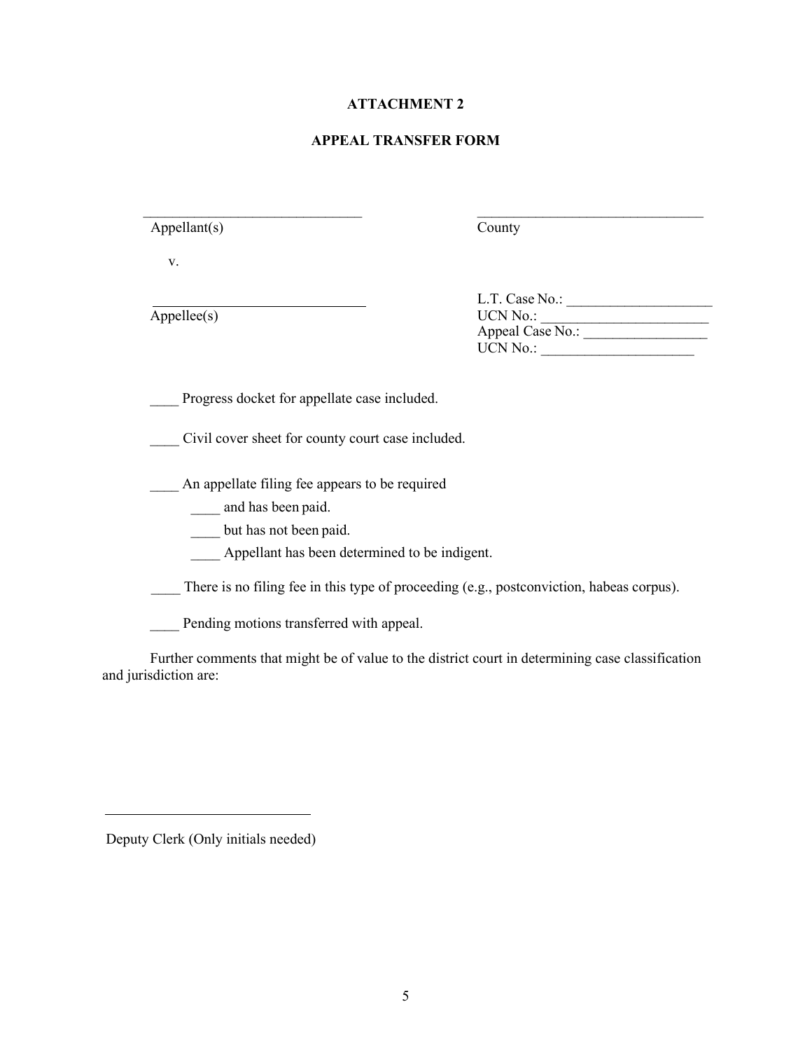**ATTACHMENT 2**

**APPEAL TRANSFER FORM**

| | |
|---|---|
| ______________________________ | ________________________________ |
| Appellant(s) | County |
| v. | |
| ______________________________ | L.T. Case No.: ____________________ |
| Appellee(s) | UCN No.: _______________________ |
| | Appeal Case No.: _________________ |
| | UCN No.: _____________________ |

____ Progress docket for appellate case included.

____ Civil cover sheet for county court case included.

____ An appellate filing fee appears to be required

- ____ and has been paid.
- ____ but has not been paid.
- ____ Appellant has been determined to be indigent.

____ There is no filing fee in this type of proceeding (e.g., postconviction, habeas corpus).

____ Pending motions transferred with appeal.

Further comments that might be of value to the district court in determining case classification and jurisdiction are:

____________________________

Deputy Clerk (Only initials needed)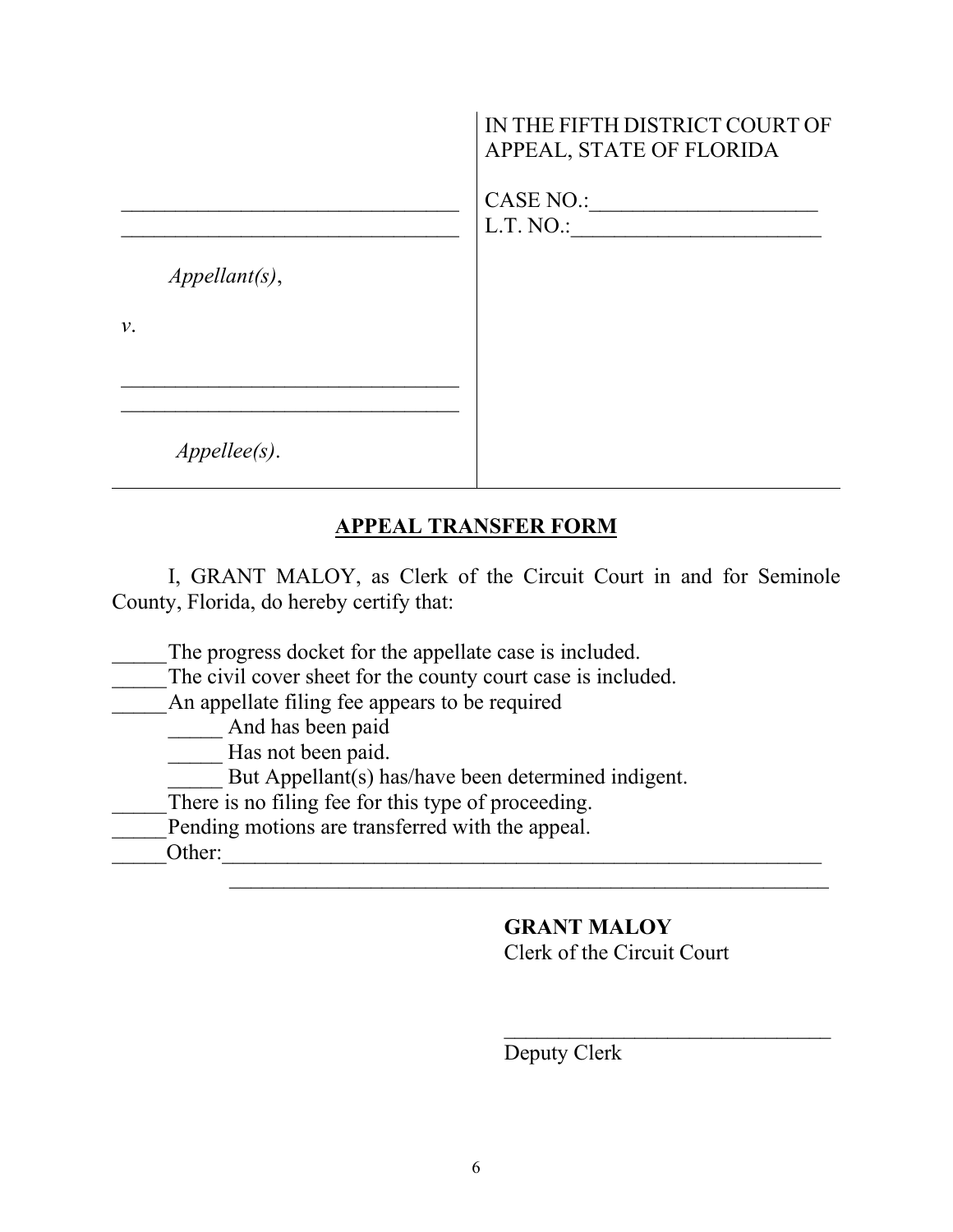| | |
|---|---|
| ________________________________<br>________________________________<br><br>*Appellant(s)*,<br><br>*v*.<br><br>________________________________<br>________________________________<br><br>*Appellee(s)*. | IN THE FIFTH DISTRICT COURT OF APPEAL, STATE OF FLORIDA<br><br>CASE NO.:_____________________<br>L.T. NO.:_______________________ |

## APPEAL TRANSFER FORM

I, GRANT MALOY, as Clerk of the Circuit Court in and for Seminole County, Florida, do hereby certify that:

_____The progress docket for the appellate case is included.
_____The civil cover sheet for the county court case is included.
_____An appellate filing fee appears to be required
  _____ And has been paid
  _____ Has not been paid.
  _____ But Appellant(s) has/have been determined indigent.
_____There is no filing fee for this type of proceeding.
_____Pending motions are transferred with the appeal.
_____Other:___________________________________________________________
___________________________________________________________

**GRANT MALOY**
Clerk of the Circuit Court

________________________________
Deputy Clerk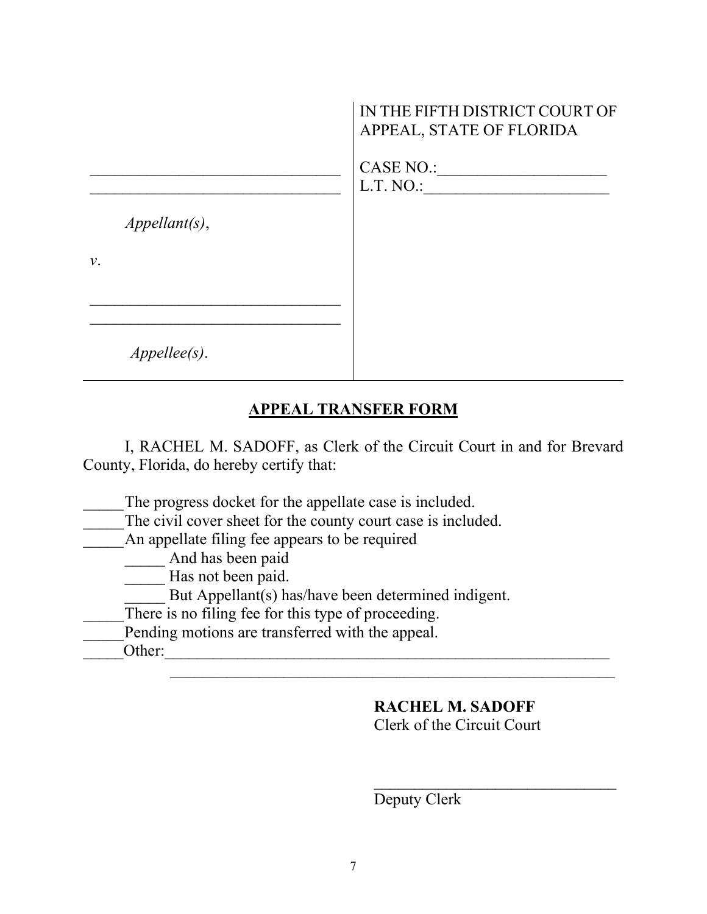| | |
|---|---|
| _______________________________<br>_______________________________<br><br>*Appellant(s)*,<br><br>*v*.<br><br>_______________________________<br>_______________________________<br><br>*Appellee(s)*. | IN THE FIFTH DISTRICT COURT OF APPEAL, STATE OF FLORIDA<br><br>CASE NO.:____________________<br>L.T. NO.:______________________ |

## APPEAL TRANSFER FORM

I, RACHEL M. SADOFF, as Clerk of the Circuit Court in and for Brevard County, Florida, do hereby certify that:

_____The progress docket for the appellate case is included.
_____The civil cover sheet for the county court case is included.
_____An appellate filing fee appears to be required
  _____ And has been paid
  _____ Has not been paid.
  _____ But Appellant(s) has/have been determined indigent.
_____There is no filing fee for this type of proceeding.
_____Pending motions are transferred with the appeal.
_____Other:_______________________________________________________
_______________________________________________________

**RACHEL M. SADOFF**
Clerk of the Circuit Court

_______________________________
Deputy Clerk